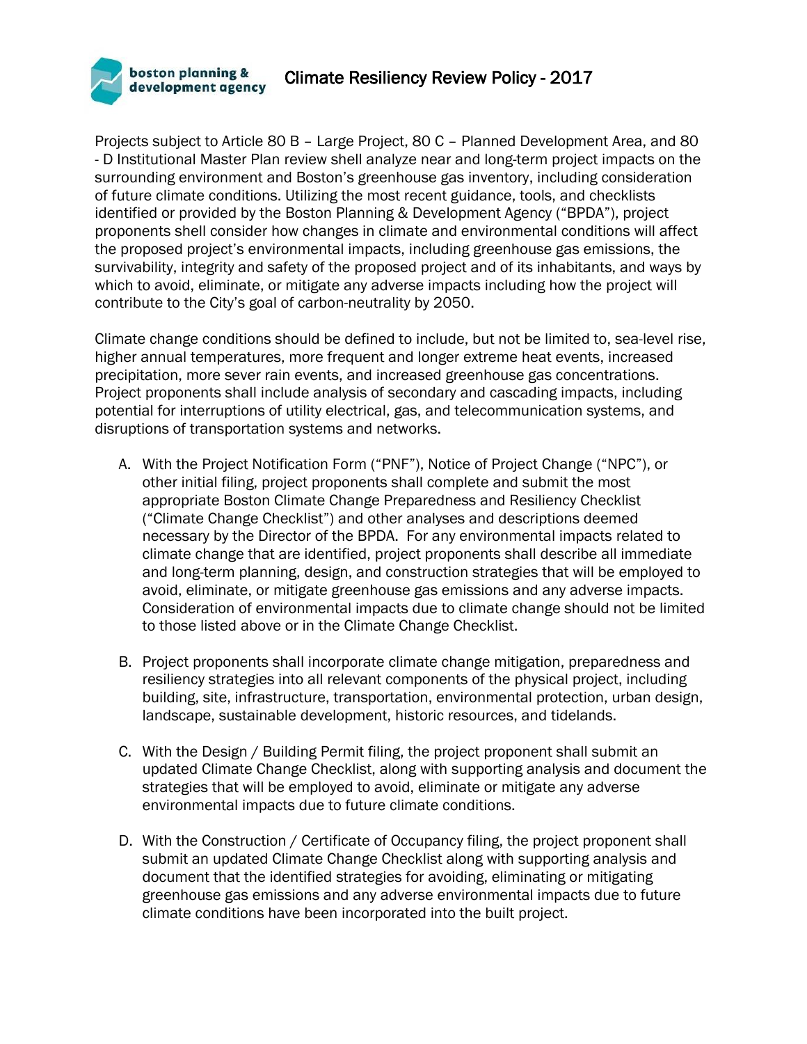# Climate Resiliency Review Policy - 2017

Projects subject to Article 80 B – Large Project, 80 C – Planned Development Area, and 80 - D Institutional Master Plan review shell analyze near and long-term project impacts on the surrounding environment and Boston's greenhouse gas inventory, including consideration of future climate conditions. Utilizing the most recent guidance, tools, and checklists identified or provided by the Boston Planning & Development Agency ("BPDA"), project proponents shell consider how changes in climate and environmental conditions will affect the proposed project's environmental impacts, including greenhouse gas emissions, the survivability, integrity and safety of the proposed project and of its inhabitants, and ways by which to avoid, eliminate, or mitigate any adverse impacts including how the project will contribute to the City's goal of carbon-neutrality by 2050.

Climate change conditions should be defined to include, but not be limited to, sea-level rise, higher annual temperatures, more frequent and longer extreme heat events, increased precipitation, more sever rain events, and increased greenhouse gas concentrations. Project proponents shall include analysis of secondary and cascading impacts, including potential for interruptions of utility electrical, gas, and telecommunication systems, and disruptions of transportation systems and networks.

A. With the Project Notification Form ("PNF"), Notice of Project Change ("NPC"), or other initial filing, project proponents shall complete and submit the most appropriate Boston Climate Change Preparedness and Resiliency Checklist ("Climate Change Checklist") and other analyses and descriptions deemed necessary by the Director of the BPDA. For any environmental impacts related to climate change that are identified, project proponents shall describe all immediate and long-term planning, design, and construction strategies that will be employed to avoid, eliminate, or mitigate greenhouse gas emissions and any adverse impacts. Consideration of environmental impacts due to climate change should not be limited to those listed above or in the Climate Change Checklist.

B. Project proponents shall incorporate climate change mitigation, preparedness and resiliency strategies into all relevant components of the physical project, including building, site, infrastructure, transportation, environmental protection, urban design, landscape, sustainable development, historic resources, and tidelands.

C. With the Design / Building Permit filing, the project proponent shall submit an updated Climate Change Checklist, along with supporting analysis and document the strategies that will be employed to avoid, eliminate or mitigate any adverse environmental impacts due to future climate conditions.

D. With the Construction / Certificate of Occupancy filing, the project proponent shall submit an updated Climate Change Checklist along with supporting analysis and document that the identified strategies for avoiding, eliminating or mitigating greenhouse gas emissions and any adverse environmental impacts due to future climate conditions have been incorporated into the built project.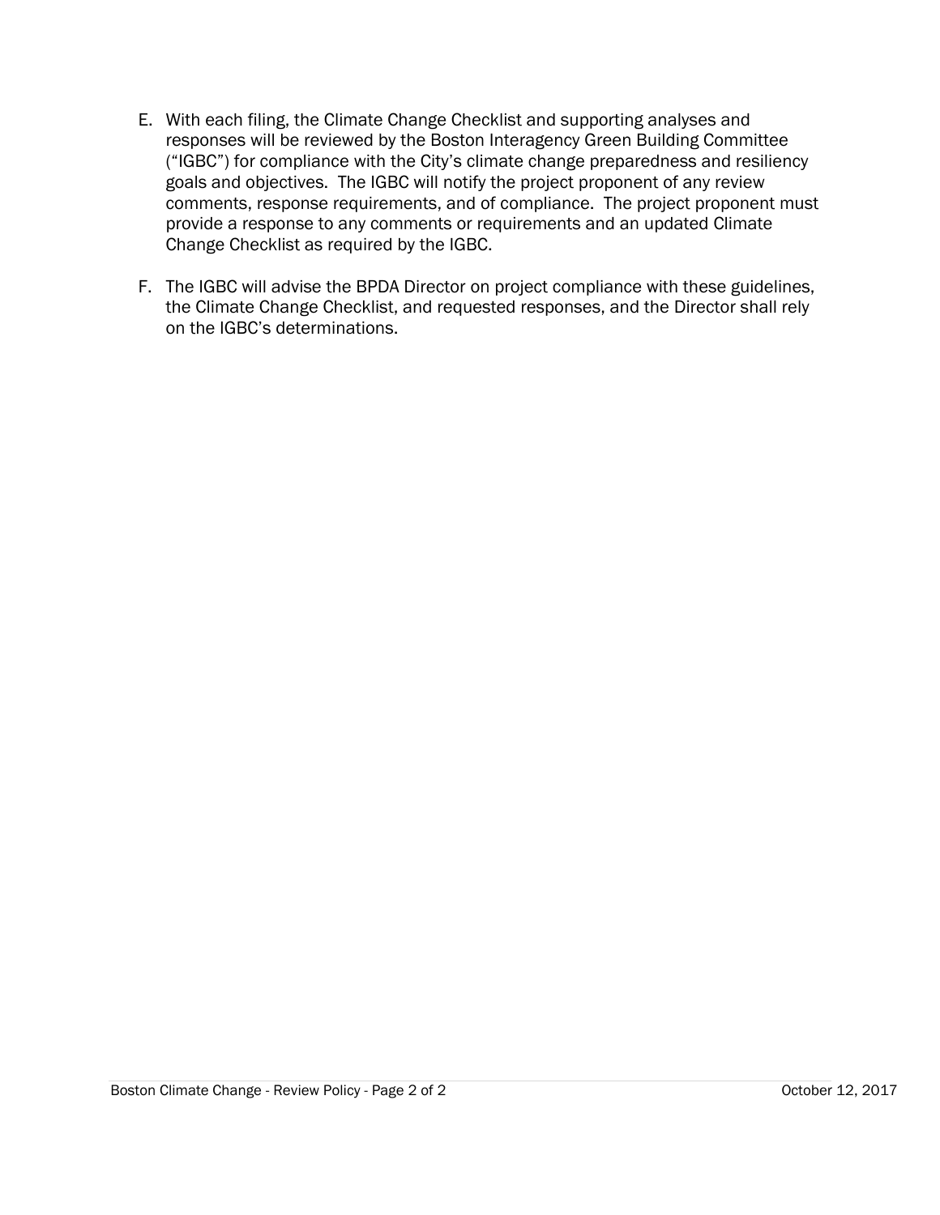E. With each filing, the Climate Change Checklist and supporting analyses and responses will be reviewed by the Boston Interagency Green Building Committee ("IGBC") for compliance with the City's climate change preparedness and resiliency goals and objectives. The IGBC will notify the project proponent of any review comments, response requirements, and of compliance. The project proponent must provide a response to any comments or requirements and an updated Climate Change Checklist as required by the IGBC.

F. The IGBC will advise the BPDA Director on project compliance with these guidelines, the Climate Change Checklist, and requested responses, and the Director shall rely on the IGBC's determinations.